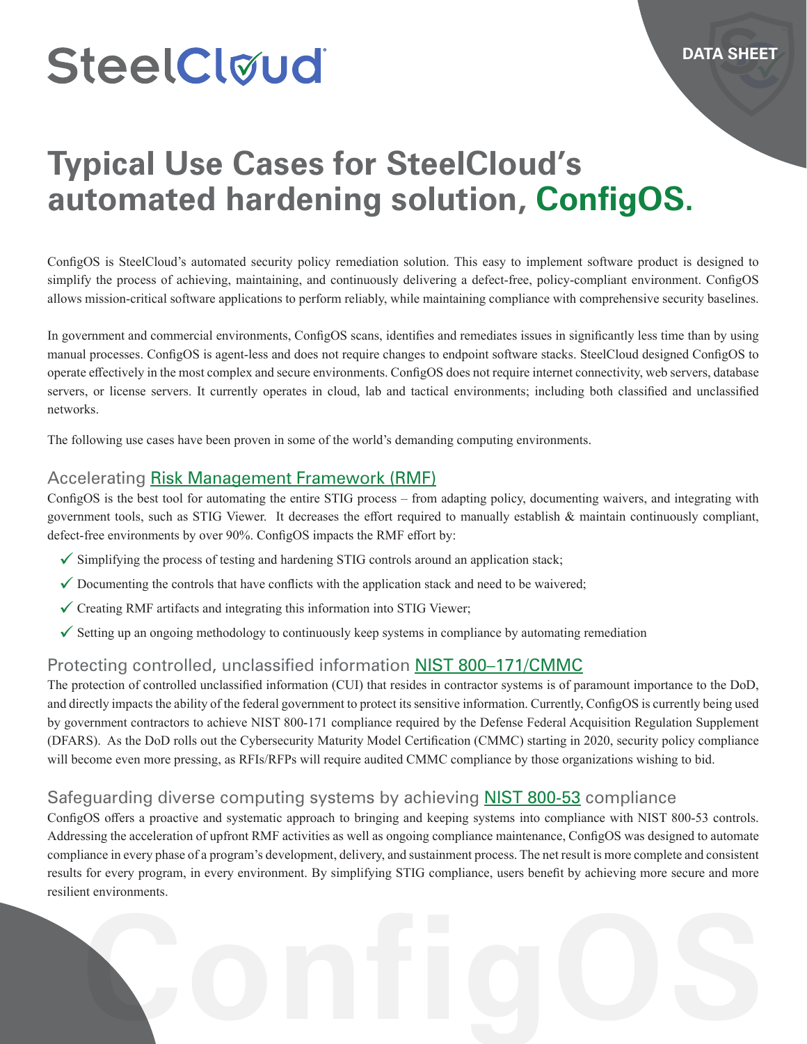SteelCloud

DATA SHEET

# Typical Use Cases for SteelCloud's automated hardening solution, ConfigOS.

ConfigOS is SteelCloud's automated security policy remediation solution. This easy to implement software product is designed to simplify the process of achieving, maintaining, and continuously delivering a defect-free, policy-compliant environment. ConfigOS allows mission-critical software applications to perform reliably, while maintaining compliance with comprehensive security baselines.

In government and commercial environments, ConfigOS scans, identifies and remediates issues in significantly less time than by using manual processes. ConfigOS is agent-less and does not require changes to endpoint software stacks. SteelCloud designed ConfigOS to operate effectively in the most complex and secure environments. ConfigOS does not require internet connectivity, web servers, database servers, or license servers. It currently operates in cloud, lab and tactical environments; including both classified and unclassified networks.

The following use cases have been proven in some of the world's demanding computing environments.

## Accelerating Risk Management Framework (RMF)

ConfigOS is the best tool for automating the entire STIG process – from adapting policy, documenting waivers, and integrating with government tools, such as STIG Viewer. It decreases the effort required to manually establish & maintain continuously compliant, defect-free environments by over 90%. ConfigOS impacts the RMF effort by:

- ✓ Simplifying the process of testing and hardening STIG controls around an application stack;
- ✓ Documenting the controls that have conflicts with the application stack and need to be waivered;
- ✓ Creating RMF artifacts and integrating this information into STIG Viewer;
- ✓ Setting up an ongoing methodology to continuously keep systems in compliance by automating remediation

## Protecting controlled, unclassified information NIST 800–171/CMMC

The protection of controlled unclassified information (CUI) that resides in contractor systems is of paramount importance to the DoD, and directly impacts the ability of the federal government to protect its sensitive information. Currently, ConfigOS is currently being used by government contractors to achieve NIST 800-171 compliance required by the Defense Federal Acquisition Regulation Supplement (DFARS). As the DoD rolls out the Cybersecurity Maturity Model Certification (CMMC) starting in 2020, security policy compliance will become even more pressing, as RFIs/RFPs will require audited CMMC compliance by those organizations wishing to bid.

## Safeguarding diverse computing systems by achieving NIST 800-53 compliance

ConfigOS offers a proactive and systematic approach to bringing and keeping systems into compliance with NIST 800-53 controls. Addressing the acceleration of upfront RMF activities as well as ongoing compliance maintenance, ConfigOS was designed to automate compliance in every phase of a program's development, delivery, and sustainment process. The net result is more complete and consistent results for every program, in every environment. By simplifying STIG compliance, users benefit by achieving more secure and more resilient environments.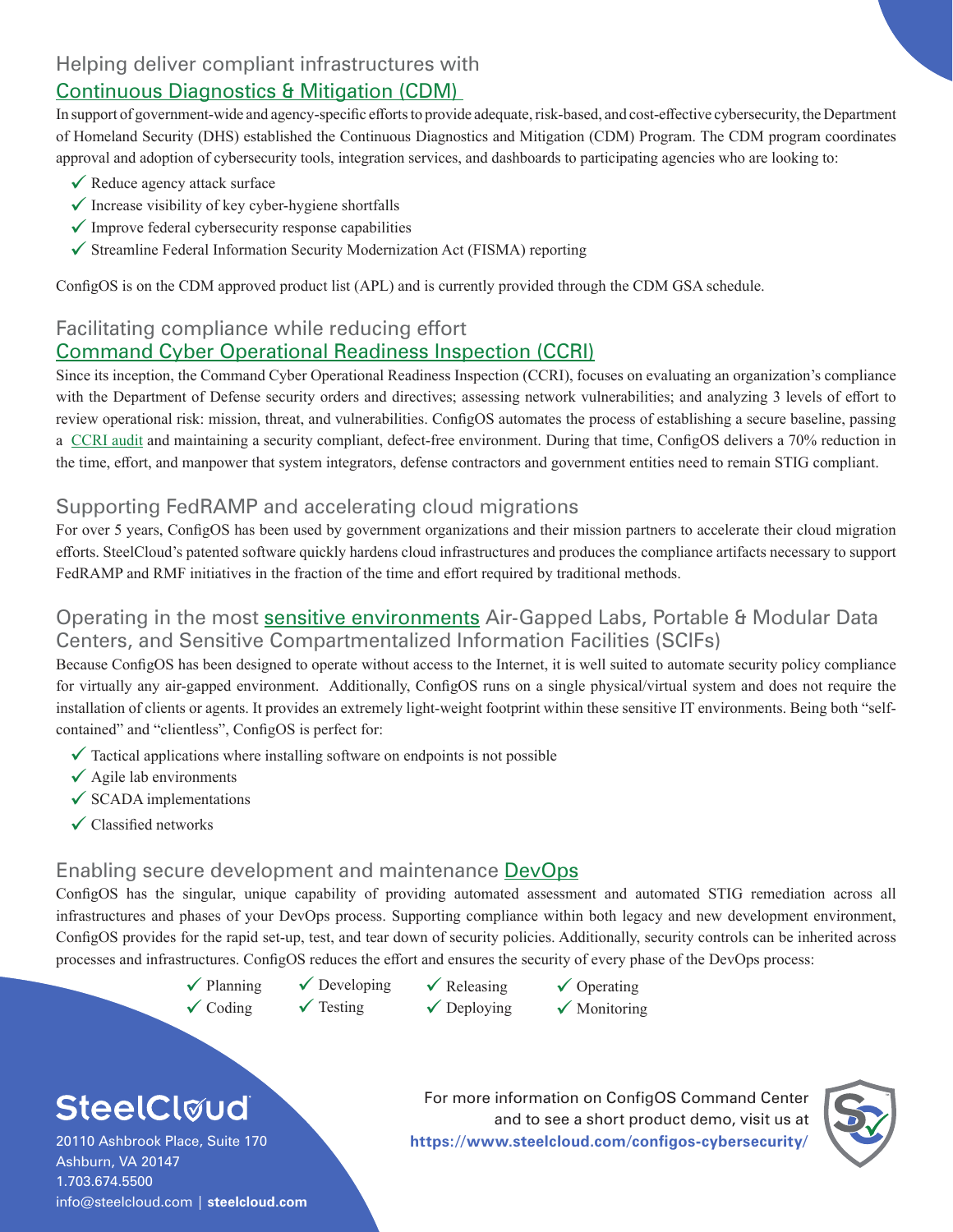## Helping deliver compliant infrastructures with Continuous Diagnostics & Mitigation (CDM)

In support of government-wide and agency-specific efforts to provide adequate, risk-based, and cost-effective cybersecurity, the Department of Homeland Security (DHS) established the Continuous Diagnostics and Mitigation (CDM) Program. The CDM program coordinates approval and adoption of cybersecurity tools, integration services, and dashboards to participating agencies who are looking to:

- ✓ Reduce agency attack surface
- ✓ Increase visibility of key cyber-hygiene shortfalls
- ✓ Improve federal cybersecurity response capabilities
- ✓ Streamline Federal Information Security Modernization Act (FISMA) reporting

ConfigOS is on the CDM approved product list (APL) and is currently provided through the CDM GSA schedule.

## Facilitating compliance while reducing effort Command Cyber Operational Readiness Inspection (CCRI)

Since its inception, the Command Cyber Operational Readiness Inspection (CCRI), focuses on evaluating an organization's compliance with the Department of Defense security orders and directives; assessing network vulnerabilities; and analyzing 3 levels of effort to review operational risk: mission, threat, and vulnerabilities. ConfigOS automates the process of establishing a secure baseline, passing a CCRI audit and maintaining a security compliant, defect-free environment. During that time, ConfigOS delivers a 70% reduction in the time, effort, and manpower that system integrators, defense contractors and government entities need to remain STIG compliant.

## Supporting FedRAMP and accelerating cloud migrations

For over 5 years, ConfigOS has been used by government organizations and their mission partners to accelerate their cloud migration efforts. SteelCloud's patented software quickly hardens cloud infrastructures and produces the compliance artifacts necessary to support FedRAMP and RMF initiatives in the fraction of the time and effort required by traditional methods.

## Operating in the most sensitive environments Air-Gapped Labs, Portable & Modular Data Centers, and Sensitive Compartmentalized Information Facilities (SCIFs)

Because ConfigOS has been designed to operate without access to the Internet, it is well suited to automate security policy compliance for virtually any air-gapped environment. Additionally, ConfigOS runs on a single physical/virtual system and does not require the installation of clients or agents. It provides an extremely light-weight footprint within these sensitive IT environments. Being both "self-contained" and "clientless", ConfigOS is perfect for:

- ✓ Tactical applications where installing software on endpoints is not possible
- ✓ Agile lab environments
- ✓ SCADA implementations
- ✓ Classified networks

## Enabling secure development and maintenance DevOps

ConfigOS has the singular, unique capability of providing automated assessment and automated STIG remediation across all infrastructures and phases of your DevOps process. Supporting compliance within both legacy and new development environment, ConfigOS provides for the rapid set-up, test, and tear down of security policies. Additionally, security controls can be inherited across processes and infrastructures. ConfigOS reduces the effort and ensures the security of every phase of the DevOps process:

- ✓ Planning
- ✓ Coding
- ✓ Developing
- ✓ Testing
- ✓ Releasing
- ✓ Deploying
- ✓ Operating
- ✓ Monitoring

**SteelCloud**

20110 Ashbrook Place, Suite 170
Ashburn, VA 20147
1.703.674.5500
info@steelcloud.com | **steelcloud.com**

For more information on ConfigOS Command Center and to see a short product demo, visit us at **https://www.steelcloud.com/configos-cybersecurity/**